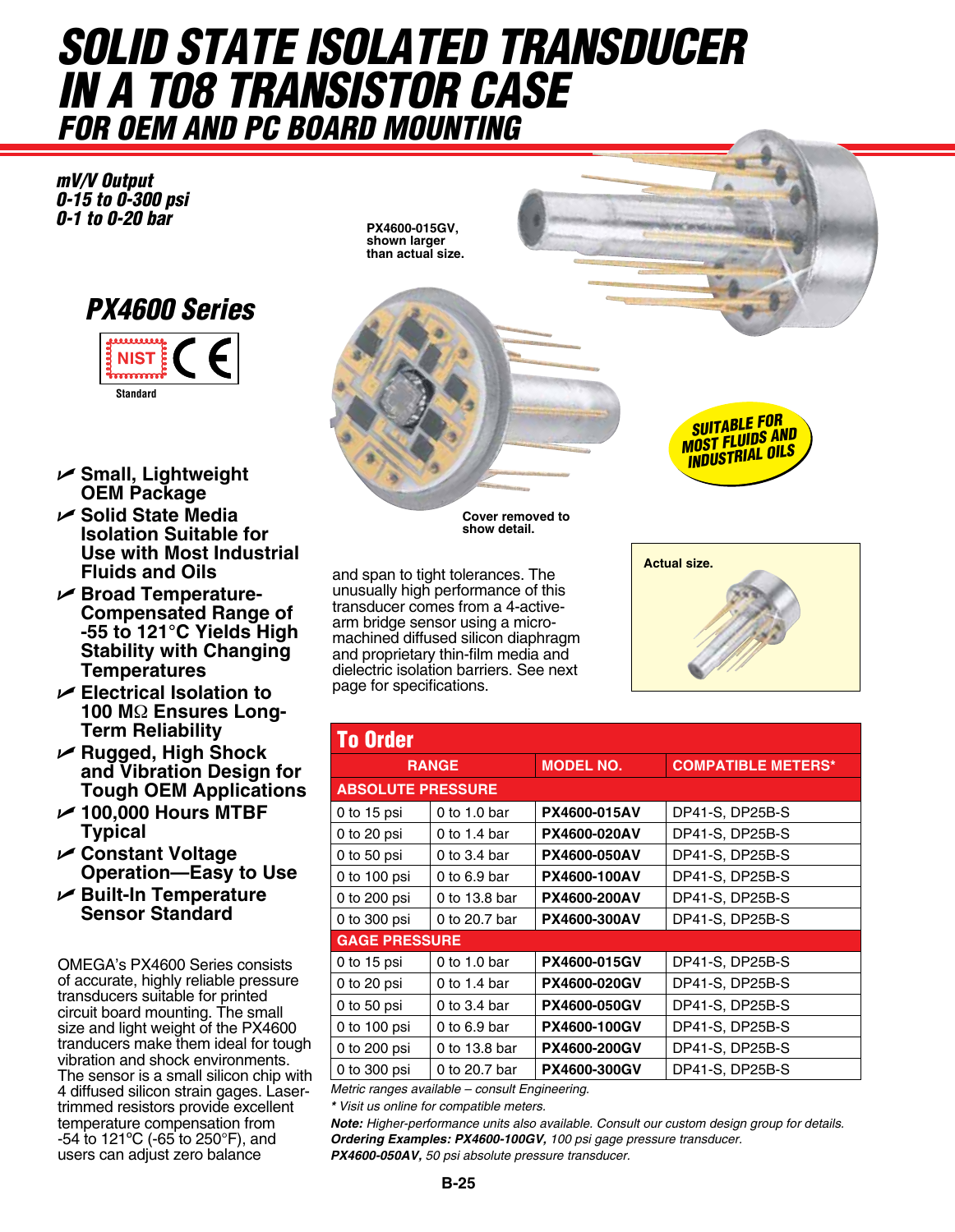# SOLID STATE ISOLATED TRANSDUCER IN A TO8 TRANSISTOR CASE

## FOR OEM AND PC BOARD MOUNTING

***mV/V Output***
***0-15 to 0-300 psi***
***0-1 to 0-20 bar***

## PX4600 Series

NIST Standard

PX4600-015GV, shown larger than actual size.

Cover removed to show detail.

SUITABLE FOR MOST FLUIDS AND INDUSTRIAL OILS

Actual size.

- **Small, Lightweight OEM Package**
- **Solid State Media Isolation Suitable for Use with Most Industrial Fluids and Oils**
- **Broad Temperature-Compensated Range of -55 to 121°C Yields High Stability with Changing Temperatures**
- **Electrical Isolation to 100 MΩ Ensures Long-Term Reliability**
- **Rugged, High Shock and Vibration Design for Tough OEM Applications**
- **100,000 Hours MTBF Typical**
- **Constant Voltage Operation—Easy to Use**
- **Built-In Temperature Sensor Standard**

OMEGA's PX4600 Series consists of accurate, highly reliable pressure transducers suitable for printed circuit board mounting. The small size and light weight of the PX4600 tranducers make them ideal for tough vibration and shock environments. The sensor is a small silicon chip with 4 diffused silicon strain gages. Laser-trimmed resistors provide excellent temperature compensation from -54 to 121ºC (-65 to 250ºF), and users can adjust zero balance and span to tight tolerances. The unusually high performance of this transducer comes from a 4-active-arm bridge sensor using a micro-machined diffused silicon diaphragm and proprietary thin-film media and dielectric isolation barriers. See next page for specifications.

## To Order

| RANGE | | MODEL NO. | COMPATIBLE METERS* |
|---|---|---|---|
| **ABSOLUTE PRESSURE** | | | |
| 0 to 15 psi | 0 to 1.0 bar | **PX4600-015AV** | DP41-S, DP25B-S |
| 0 to 20 psi | 0 to 1.4 bar | **PX4600-020AV** | DP41-S, DP25B-S |
| 0 to 50 psi | 0 to 3.4 bar | **PX4600-050AV** | DP41-S, DP25B-S |
| 0 to 100 psi | 0 to 6.9 bar | **PX4600-100AV** | DP41-S, DP25B-S |
| 0 to 200 psi | 0 to 13.8 bar | **PX4600-200AV** | DP41-S, DP25B-S |
| 0 to 300 psi | 0 to 20.7 bar | **PX4600-300AV** | DP41-S, DP25B-S |
| **GAGE PRESSURE** | | | |
| 0 to 15 psi | 0 to 1.0 bar | **PX4600-015GV** | DP41-S, DP25B-S |
| 0 to 20 psi | 0 to 1.4 bar | **PX4600-020GV** | DP41-S, DP25B-S |
| 0 to 50 psi | 0 to 3.4 bar | **PX4600-050GV** | DP41-S, DP25B-S |
| 0 to 100 psi | 0 to 6.9 bar | **PX4600-100GV** | DP41-S, DP25B-S |
| 0 to 200 psi | 0 to 13.8 bar | **PX4600-200GV** | DP41-S, DP25B-S |
| 0 to 300 psi | 0 to 20.7 bar | **PX4600-300GV** | DP41-S, DP25B-S |

*Metric ranges available – consult Engineering.*

*\* Visit us online for compatible meters.*

***Note:*** *Higher-performance units also available. Consult our custom design group for details.*

***Ordering Examples: PX4600-100GV,*** *100 psi gage pressure transducer.*

***PX4600-050AV,*** *50 psi absolute pressure transducer.*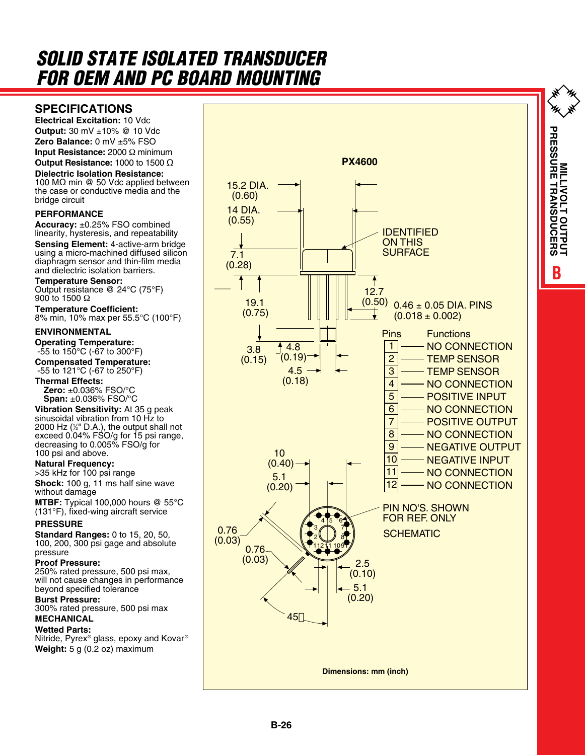# SOLID STATE ISOLATED TRANSDUCER FOR OEM AND PC BOARD MOUNTING

## SPECIFICATIONS

**Electrical Excitation:** 10 Vdc
**Output:** 30 mV ±10% @ 10 Vdc
**Zero Balance:** 0 mV ±5% FSO
**Input Resistance:** 2000 Ω minimum
**Output Resistance:** 1000 to 1500 Ω
**Dielectric Isolation Resistance:** 100 MΩ min @ 50 Vdc applied between the case or conductive media and the bridge circuit

### PERFORMANCE

**Accuracy:** ±0.25% FSO combined linearity, hysteresis, and repeatability
**Sensing Element:** 4-active-arm bridge using a micro-machined diffused silicon diaphragm sensor and thin-film media and dielectric isolation barriers.
**Temperature Sensor:** Output resistance @ 24°C (75°F) 900 to 1500 Ω
**Temperature Coefficient:** 8% min, 10% max per 55.5°C (100°F)

### ENVIRONMENTAL

**Operating Temperature:** -55 to 150°C (-67 to 300°F)
**Compensated Temperature:** -55 to 121°C (-67 to 250°F)
**Thermal Effects:**
**Zero:** ±0.036% FSO/°C
**Span:** ±0.036% FSO/°C
**Vibration Sensitivity:** At 35 g peak sinusoidal vibration from 10 Hz to 2000 Hz (½" D.A.), the output shall not exceed 0.04% FSO/g for 15 psi range, decreasing to 0.005% FSO/g for 100 psi and above.
**Natural Frequency:** >35 kHz for 100 psi range
**Shock:** 100 g, 11 ms half sine wave without damage
**MTBF:** Typical 100,000 hours @ 55°C (131°F), fixed-wing aircraft service

### PRESSURE

**Standard Ranges:** 0 to 15, 20, 50, 100, 200, 300 psi gage and absolute pressure
**Proof Pressure:** 250% rated pressure, 500 psi max, will not cause changes in performance beyond specified tolerance
**Burst Pressure:** 300% rated pressure, 500 psi max

### MECHANICAL

**Wetted Parts:** Nitride, Pyrex® glass, epoxy and Kovar®
**Weight:** 5 g (0.2 oz) maximum

**PX4600**

15.2 DIA. (0.60)
14 DIA. (0.55)
7.1 (0.28)
IDENTIFIED ON THIS SURFACE
19.1 (0.75)
12.7 (0.50)
0.46 ± 0.05 DIA. PINS (0.018 ± 0.002)
3.8 (0.15)
4.8 (0.19)
4.5 (0.18)
10 (0.40)
5.1 (0.20)
0.76 (0.03)
0.76 (0.03)
2.5 (0.10)
5.1 (0.20)
45°

| Pins | Functions |
|---|---|
| 1 | NO CONNECTION |
| 2 | TEMP SENSOR |
| 3 | TEMP SENSOR |
| 4 | NO CONNECTION |
| 5 | POSITIVE INPUT |
| 6 | NO CONNECTION |
| 7 | POSITIVE OUTPUT |
| 8 | NO CONNECTION |
| 9 | NEGATIVE OUTPUT |
| 10 | NEGATIVE INPUT |
| 11 | NO CONNECTION |
| 12 | NO CONNECTION |

PIN NO'S. SHOWN FOR REF. ONLY

SCHEMATIC

Dimensions: mm (inch)